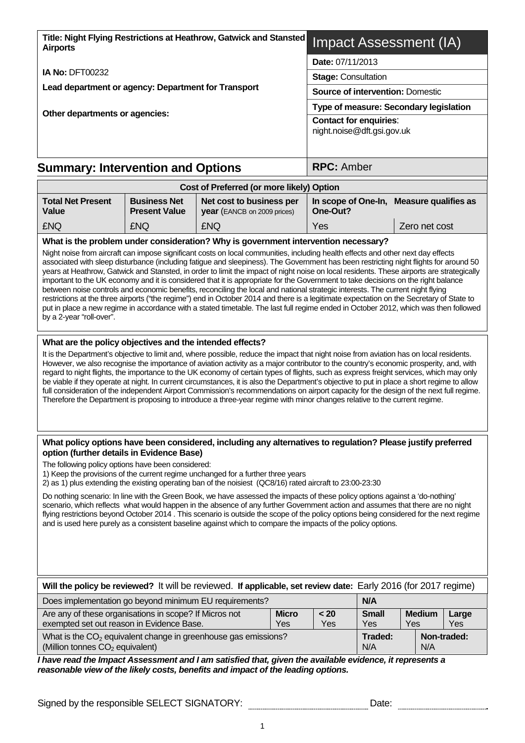**Title: Night Flying Restrictions at Heathrow, Gatwick and Stansted Airports**

**IA No:** DFT00232

**Lead department or agency: Department for Transport**

**Other departments or agencies:**

# Impact Assessment (IA)

**Date:** 07/11/2013

**Stage:** Consultation

**Source of intervention:** Domestic

**Type of measure: Secondary legislation**

**Contact for enquiries**: night.noise@dft.gsi.gov.uk

## Summary: Intervention and Options

**RPC:** Amber

| Cost of Preferred (or more likely) Option | | | | |
|---|---|---|---|---|
| **Total Net Present Value** | **Business Net Present Value** | **Net cost to business per year** (EANCB on 2009 prices) | **In scope of One-In, One-Out?** | **Measure qualifies as** |
| £NQ | £NQ | £NQ | Yes | Zero net cost |

**What is the problem under consideration? Why is government intervention necessary?**

Night noise from aircraft can impose significant costs on local communities, including health effects and other next day effects associated with sleep disturbance (including fatigue and sleepiness). The Government has been restricting night flights for around 50 years at Heathrow, Gatwick and Stansted, in order to limit the impact of night noise on local residents. These airports are strategically important to the UK economy and it is considered that it is appropriate for the Government to take decisions on the right balance between noise controls and economic benefits, reconciling the local and national strategic interests. The current night flying restrictions at the three airports ("the regime") end in October 2014 and there is a legitimate expectation on the Secretary of State to put in place a new regime in accordance with a stated timetable. The last full regime ended in October 2012, which was then followed by a 2-year "roll-over".

**What are the policy objectives and the intended effects?**

It is the Department's objective to limit and, where possible, reduce the impact that night noise from aviation has on local residents. However, we also recognise the importance of aviation activity as a major contributor to the country's economic prosperity, and, with regard to night flights, the importance to the UK economy of certain types of flights, such as express freight services, which may only be viable if they operate at night. In current circumstances, it is also the Department's objective to put in place a short regime to allow full consideration of the independent Airport Commission's recommendations on airport capacity for the design of the next full regime. Therefore the Department is proposing to introduce a three-year regime with minor changes relative to the current regime.

**What policy options have been considered, including any alternatives to regulation? Please justify preferred option (further details in Evidence Base)**

The following policy options have been considered:

1) Keep the provisions of the current regime unchanged for a further three years

2) as 1) plus extending the existing operating ban of the noisiest (QC8/16) rated aircraft to 23:00-23:30

Do nothing scenario: In line with the Green Book, we have assessed the impacts of these policy options against a 'do-nothing' scenario, which reflects what would happen in the absence of any further Government action and assumes that there are no night flying restrictions beyond October 2014 . This scenario is outside the scope of the policy options being considered for the next regime and is used here purely as a consistent baseline against which to compare the impacts of the policy options.

**Will the policy be reviewed?** It will be reviewed. **If applicable, set review date:** Early 2016 (for 2017 regime)

| Does implementation go beyond minimum EU requirements? | | | N/A | | |
|---|---|---|---|---|---|
| Are any of these organisations in scope? If Micros not exempted set out reason in Evidence Base. | **Micro** Yes | **< 20** Yes | **Small** Yes | **Medium** Yes | **Large** Yes |
| What is the $CO_2$ equivalent change in greenhouse gas emissions? (Million tonnes $CO_2$ equivalent) | | | **Traded:** N/A | | **Non-traded:** N/A |

***I have read the Impact Assessment and I am satisfied that, given the available evidence, it represents a reasonable view of the likely costs, benefits and impact of the leading options.***

Signed by the responsible SELECT SIGNATORY: ______________________ Date: ______________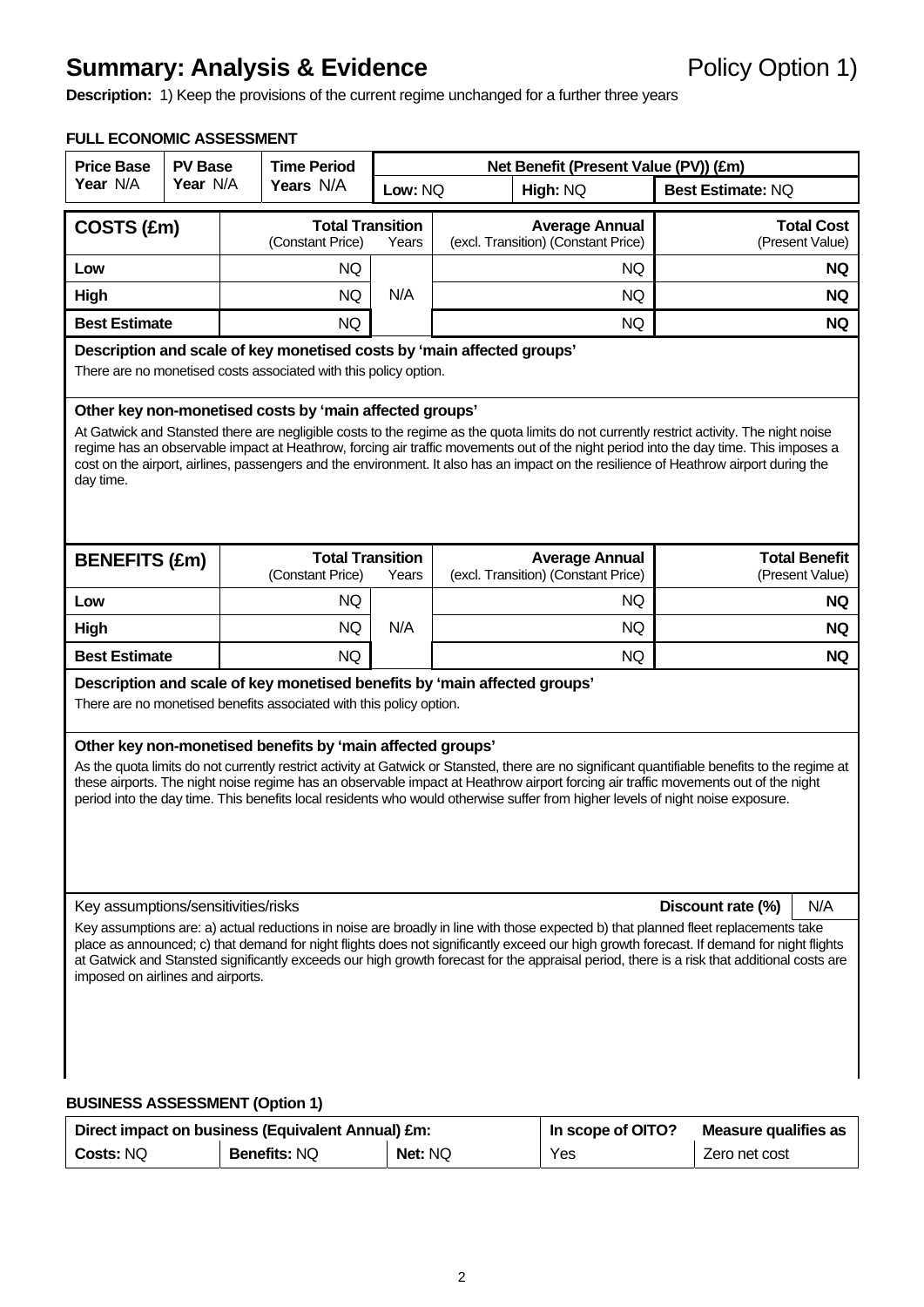# Summary: Analysis & Evidence

Policy Option 1)

**Description:** 1) Keep the provisions of the current regime unchanged for a further three years

### FULL ECONOMIC ASSESSMENT

| Price Base Year N/A | PV Base Year N/A | Time Period Years N/A | Net Benefit (Present Value (PV)) (£m) | | |
|---|---|---|---|---|---|
| | | | Low: NQ | High: NQ | Best Estimate: NQ |

| COSTS (£m) | Total Transition (Constant Price) | Years | Average Annual (excl. Transition) (Constant Price) | Total Cost (Present Value) |
|---|---|---|---|---|
| Low | NQ | N/A | NQ | **NQ** |
| High | NQ | | NQ | **NQ** |
| Best Estimate | NQ | | NQ | **NQ** |

**Description and scale of key monetised costs by 'main affected groups'**

There are no monetised costs associated with this policy option.

**Other key non-monetised costs by 'main affected groups'**

At Gatwick and Stansted there are negligible costs to the regime as the quota limits do not currently restrict activity. The night noise regime has an observable impact at Heathrow, forcing air traffic movements out of the night period into the day time. This imposes a cost on the airport, airlines, passengers and the environment. It also has an impact on the resilience of Heathrow airport during the day time.

| BENEFITS (£m) | Total Transition (Constant Price) | Years | Average Annual (excl. Transition) (Constant Price) | Total Benefit (Present Value) |
|---|---|---|---|---|
| Low | NQ | N/A | NQ | **NQ** |
| High | NQ | | NQ | **NQ** |
| Best Estimate | NQ | | NQ | **NQ** |

**Description and scale of key monetised benefits by 'main affected groups'**

There are no monetised benefits associated with this policy option.

**Other key non-monetised benefits by 'main affected groups'**

As the quota limits do not currently restrict activity at Gatwick or Stansted, there are no significant quantifiable benefits to the regime at these airports. The night noise regime has an observable impact at Heathrow airport forcing air traffic movements out of the night period into the day time. This benefits local residents who would otherwise suffer from higher levels of night noise exposure.

Key assumptions/sensitivities/risks | **Discount rate (%)** N/A

Key assumptions are: a) actual reductions in noise are broadly in line with those expected b) that planned fleet replacements take place as announced; c) that demand for night flights does not significantly exceed our high growth forecast. If demand for night flights at Gatwick and Stansted significantly exceeds our high growth forecast for the appraisal period, there is a risk that additional costs are imposed on airlines and airports.

### BUSINESS ASSESSMENT (Option 1)

| Direct impact on business (Equivalent Annual) £m: | | | In scope of OITO? | Measure qualifies as |
|---|---|---|---|---|
| **Costs:** NQ | **Benefits:** NQ | **Net:** NQ | Yes | Zero net cost |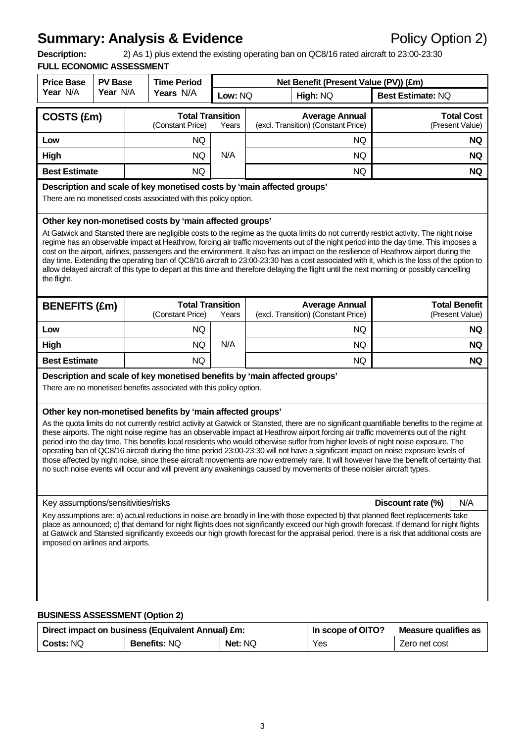# Summary: Analysis & Evidence

Policy Option 2)

**Description:** 2) As 1) plus extend the existing operating ban on QC8/16 rated aircraft to 23:00-23:30

**FULL ECONOMIC ASSESSMENT**

| Price Base Year N/A | PV Base Year N/A | Time Period Years N/A | Net Benefit (Present Value (PV)) (£m) | | |
|---|---|---|---|---|---|
| | | | Low: NQ | High: NQ | Best Estimate: NQ |

| COSTS (£m) | Total Transition (Constant Price) | Years | Average Annual (excl. Transition) (Constant Price) | Total Cost (Present Value) |
|---|---|---|---|---|
| Low | NQ | N/A | NQ | **NQ** |
| High | NQ | | NQ | **NQ** |
| Best Estimate | NQ | | NQ | **NQ** |

**Description and scale of key monetised costs by 'main affected groups'**

There are no monetised costs associated with this policy option.

**Other key non-monetised costs by 'main affected groups'**

At Gatwick and Stansted there are negligible costs to the regime as the quota limits do not currently restrict activity. The night noise regime has an observable impact at Heathrow, forcing air traffic movements out of the night period into the day time. This imposes a cost on the airport, airlines, passengers and the environment. It also has an impact on the resilience of Heathrow airport during the day time. Extending the operating ban of QC8/16 aircraft to 23:00-23:30 has a cost associated with it, which is the loss of the option to allow delayed aircraft of this type to depart at this time and therefore delaying the flight until the next morning or possibly cancelling the flight.

| BENEFITS (£m) | Total Transition (Constant Price) | Years | Average Annual (excl. Transition) (Constant Price) | Total Benefit (Present Value) |
|---|---|---|---|---|
| Low | NQ | N/A | NQ | **NQ** |
| High | NQ | | NQ | **NQ** |
| Best Estimate | NQ | | NQ | **NQ** |

**Description and scale of key monetised benefits by 'main affected groups'**

There are no monetised benefits associated with this policy option.

**Other key non-monetised benefits by 'main affected groups'**

As the quota limits do not currently restrict activity at Gatwick or Stansted, there are no significant quantifiable benefits to the regime at these airports. The night noise regime has an observable impact at Heathrow airport forcing air traffic movements out of the night period into the day time. This benefits local residents who would otherwise suffer from higher levels of night noise exposure. The operating ban of QC8/16 aircraft during the time period 23:00-23:30 will not have a significant impact on noise exposure levels of those affected by night noise, since these aircraft movements are now extremely rare. It will however have the benefit of certainty that no such noise events will occur and will prevent any awakenings caused by movements of these noisier aircraft types.

Key assumptions/sensitivities/risks — **Discount rate (%)**: N/A

Key assumptions are: a) actual reductions in noise are broadly in line with those expected b) that planned fleet replacements take place as announced; c) that demand for night flights does not significantly exceed our high growth forecast. If demand for night flights at Gatwick and Stansted significantly exceeds our high growth forecast for the appraisal period, there is a risk that additional costs are imposed on airlines and airports.

**BUSINESS ASSESSMENT (Option 2)**

| Direct impact on business (Equivalent Annual) £m: | | | In scope of OITO? | Measure qualifies as |
|---|---|---|---|---|
| **Costs:** NQ | **Benefits:** NQ | **Net:** NQ | Yes | Zero net cost |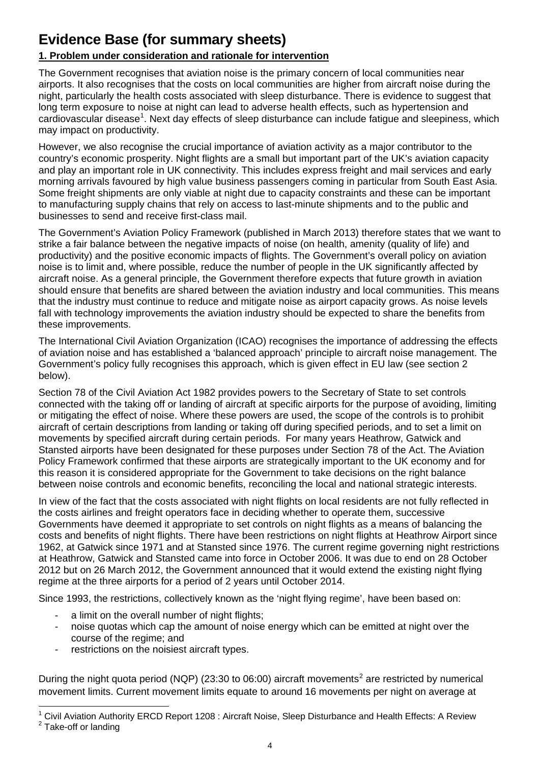# Evidence Base (for summary sheets)

**1. Problem under consideration and rationale for intervention**

The Government recognises that aviation noise is the primary concern of local communities near airports. It also recognises that the costs on local communities are higher from aircraft noise during the night, particularly the health costs associated with sleep disturbance. There is evidence to suggest that long term exposure to noise at night can lead to adverse health effects, such as hypertension and cardiovascular disease[1]. Next day effects of sleep disturbance can include fatigue and sleepiness, which may impact on productivity.

However, we also recognise the crucial importance of aviation activity as a major contributor to the country's economic prosperity. Night flights are a small but important part of the UK's aviation capacity and play an important role in UK connectivity. This includes express freight and mail services and early morning arrivals favoured by high value business passengers coming in particular from South East Asia. Some freight shipments are only viable at night due to capacity constraints and these can be important to manufacturing supply chains that rely on access to last-minute shipments and to the public and businesses to send and receive first-class mail.

The Government's Aviation Policy Framework (published in March 2013) therefore states that we want to strike a fair balance between the negative impacts of noise (on health, amenity (quality of life) and productivity) and the positive economic impacts of flights. The Government's overall policy on aviation noise is to limit and, where possible, reduce the number of people in the UK significantly affected by aircraft noise. As a general principle, the Government therefore expects that future growth in aviation should ensure that benefits are shared between the aviation industry and local communities. This means that the industry must continue to reduce and mitigate noise as airport capacity grows. As noise levels fall with technology improvements the aviation industry should be expected to share the benefits from these improvements.

The International Civil Aviation Organization (ICAO) recognises the importance of addressing the effects of aviation noise and has established a 'balanced approach' principle to aircraft noise management. The Government's policy fully recognises this approach, which is given effect in EU law (see section 2 below).

Section 78 of the Civil Aviation Act 1982 provides powers to the Secretary of State to set controls connected with the taking off or landing of aircraft at specific airports for the purpose of avoiding, limiting or mitigating the effect of noise. Where these powers are used, the scope of the controls is to prohibit aircraft of certain descriptions from landing or taking off during specified periods, and to set a limit on movements by specified aircraft during certain periods. For many years Heathrow, Gatwick and Stansted airports have been designated for these purposes under Section 78 of the Act. The Aviation Policy Framework confirmed that these airports are strategically important to the UK economy and for this reason it is considered appropriate for the Government to take decisions on the right balance between noise controls and economic benefits, reconciling the local and national strategic interests.

In view of the fact that the costs associated with night flights on local residents are not fully reflected in the costs airlines and freight operators face in deciding whether to operate them, successive Governments have deemed it appropriate to set controls on night flights as a means of balancing the costs and benefits of night flights. There have been restrictions on night flights at Heathrow Airport since 1962, at Gatwick since 1971 and at Stansted since 1976. The current regime governing night restrictions at Heathrow, Gatwick and Stansted came into force in October 2006. It was due to end on 28 October 2012 but on 26 March 2012, the Government announced that it would extend the existing night flying regime at the three airports for a period of 2 years until October 2014.

Since 1993, the restrictions, collectively known as the 'night flying regime', have been based on:

- a limit on the overall number of night flights;
- noise quotas which cap the amount of noise energy which can be emitted at night over the course of the regime; and
- restrictions on the noisiest aircraft types.

During the night quota period (NQP) (23:30 to 06:00) aircraft movements[2] are restricted by numerical movement limits. Current movement limits equate to around 16 movements per night on average at

[1] Civil Aviation Authority ERCD Report 1208 : Aircraft Noise, Sleep Disturbance and Health Effects: A Review

[2] Take-off or landing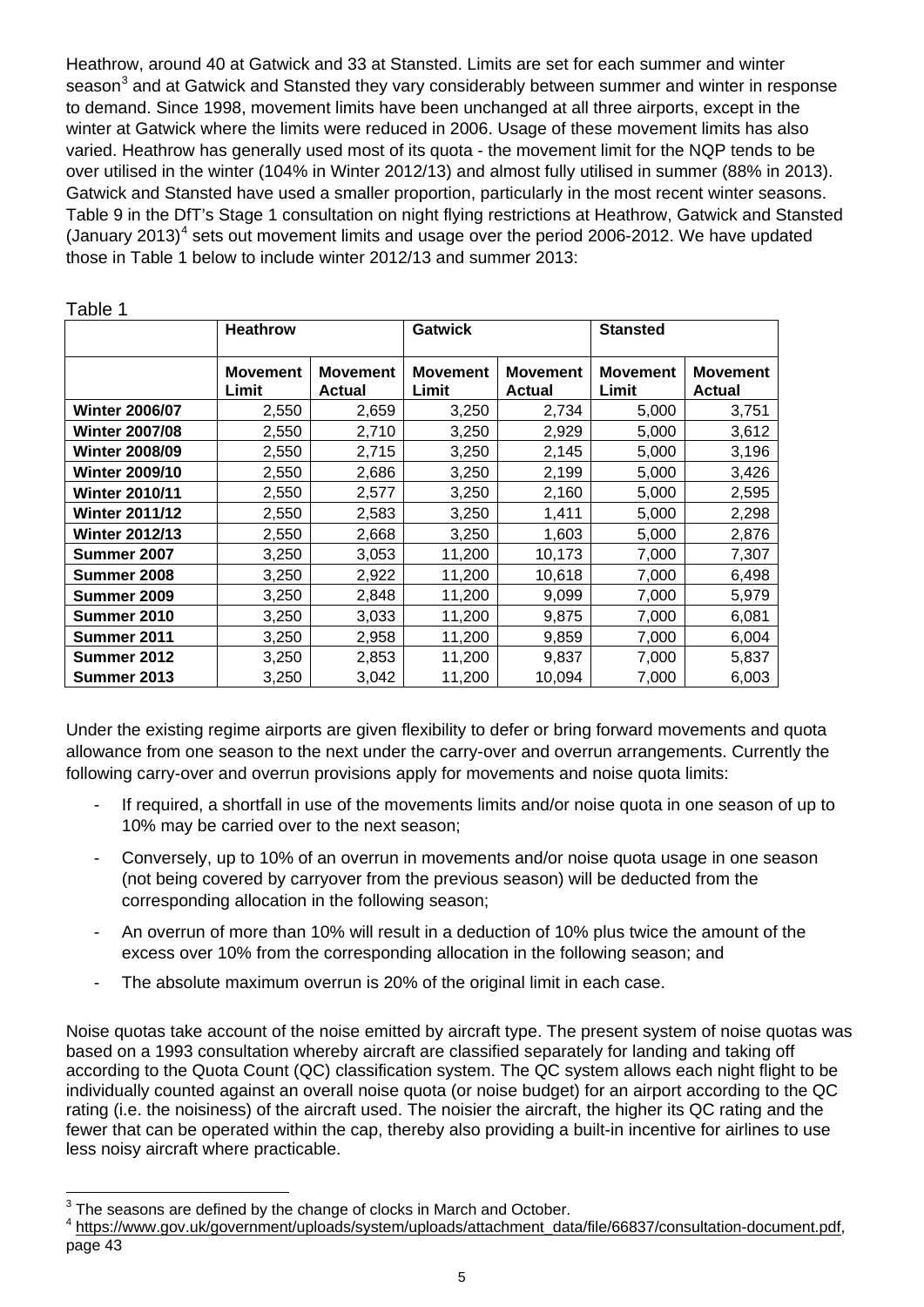Heathrow, around 40 at Gatwick and 33 at Stansted. Limits are set for each summer and winter season[3] and at Gatwick and Stansted they vary considerably between summer and winter in response to demand. Since 1998, movement limits have been unchanged at all three airports, except in the winter at Gatwick where the limits were reduced in 2006. Usage of these movement limits has also varied. Heathrow has generally used most of its quota - the movement limit for the NQP tends to be over utilised in the winter (104% in Winter 2012/13) and almost fully utilised in summer (88% in 2013). Gatwick and Stansted have used a smaller proportion, particularly in the most recent winter seasons. Table 9 in the DfT's Stage 1 consultation on night flying restrictions at Heathrow, Gatwick and Stansted (January 2013)[4] sets out movement limits and usage over the period 2006-2012. We have updated those in Table 1 below to include winter 2012/13 and summer 2013:

Table 1

| | Heathrow | | Gatwick | | Stansted | |
|---|---|---|---|---|---|---|
| | **Movement Limit** | **Movement Actual** | **Movement Limit** | **Movement Actual** | **Movement Limit** | **Movement Actual** |
| **Winter 2006/07** | 2,550 | 2,659 | 3,250 | 2,734 | 5,000 | 3,751 |
| **Winter 2007/08** | 2,550 | 2,710 | 3,250 | 2,929 | 5,000 | 3,612 |
| **Winter 2008/09** | 2,550 | 2,715 | 3,250 | 2,145 | 5,000 | 3,196 |
| **Winter 2009/10** | 2,550 | 2,686 | 3,250 | 2,199 | 5,000 | 3,426 |
| **Winter 2010/11** | 2,550 | 2,577 | 3,250 | 2,160 | 5,000 | 2,595 |
| **Winter 2011/12** | 2,550 | 2,583 | 3,250 | 1,411 | 5,000 | 2,298 |
| **Winter 2012/13** | 2,550 | 2,668 | 3,250 | 1,603 | 5,000 | 2,876 |
| **Summer 2007** | 3,250 | 3,053 | 11,200 | 10,173 | 7,000 | 7,307 |
| **Summer 2008** | 3,250 | 2,922 | 11,200 | 10,618 | 7,000 | 6,498 |
| **Summer 2009** | 3,250 | 2,848 | 11,200 | 9,099 | 7,000 | 5,979 |
| **Summer 2010** | 3,250 | 3,033 | 11,200 | 9,875 | 7,000 | 6,081 |
| **Summer 2011** | 3,250 | 2,958 | 11,200 | 9,859 | 7,000 | 6,004 |
| **Summer 2012** | 3,250 | 2,853 | 11,200 | 9,837 | 7,000 | 5,837 |
| **Summer 2013** | 3,250 | 3,042 | 11,200 | 10,094 | 7,000 | 6,003 |

Under the existing regime airports are given flexibility to defer or bring forward movements and quota allowance from one season to the next under the carry-over and overrun arrangements. Currently the following carry-over and overrun provisions apply for movements and noise quota limits:

- If required, a shortfall in use of the movements limits and/or noise quota in one season of up to 10% may be carried over to the next season;
- Conversely, up to 10% of an overrun in movements and/or noise quota usage in one season (not being covered by carryover from the previous season) will be deducted from the corresponding allocation in the following season;
- An overrun of more than 10% will result in a deduction of 10% plus twice the amount of the excess over 10% from the corresponding allocation in the following season; and
- The absolute maximum overrun is 20% of the original limit in each case.

Noise quotas take account of the noise emitted by aircraft type. The present system of noise quotas was based on a 1993 consultation whereby aircraft are classified separately for landing and taking off according to the Quota Count (QC) classification system. The QC system allows each night flight to be individually counted against an overall noise quota (or noise budget) for an airport according to the QC rating (i.e. the noisiness) of the aircraft used. The noisier the aircraft, the higher its QC rating and the fewer that can be operated within the cap, thereby also providing a built-in incentive for airlines to use less noisy aircraft where practicable.

[3] The seasons are defined by the change of clocks in March and October.

[4] https://www.gov.uk/government/uploads/system/uploads/attachment_data/file/66837/consultation-document.pdf, page 43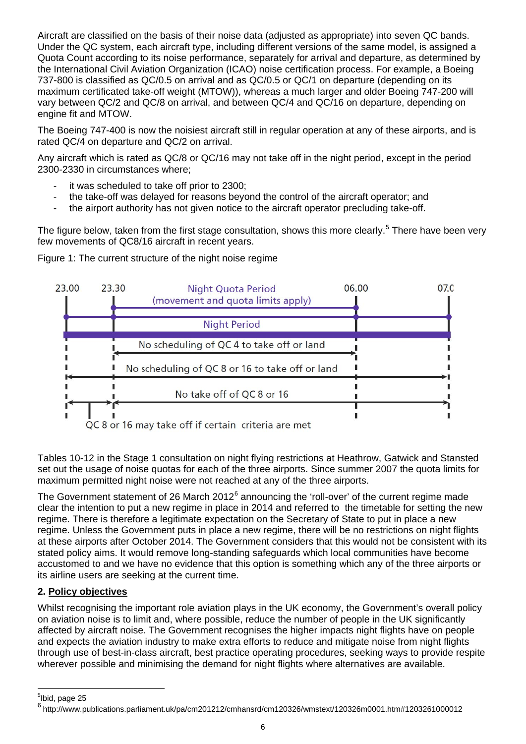Aircraft are classified on the basis of their noise data (adjusted as appropriate) into seven QC bands. Under the QC system, each aircraft type, including different versions of the same model, is assigned a Quota Count according to its noise performance, separately for arrival and departure, as determined by the International Civil Aviation Organization (ICAO) noise certification process. For example, a Boeing 737-800 is classified as QC/0.5 on arrival and as QC/0.5 or QC/1 on departure (depending on its maximum certificated take-off weight (MTOW)), whereas a much larger and older Boeing 747-200 will vary between QC/2 and QC/8 on arrival, and between QC/4 and QC/16 on departure, depending on engine fit and MTOW.

The Boeing 747-400 is now the noisiest aircraft still in regular operation at any of these airports, and is rated QC/4 on departure and QC/2 on arrival.

Any aircraft which is rated as QC/8 or QC/16 may not take off in the night period, except in the period 2300-2330 in circumstances where;

- it was scheduled to take off prior to 2300;
- the take-off was delayed for reasons beyond the control of the aircraft operator; and
- the airport authority has not given notice to the aircraft operator precluding take-off.

The figure below, taken from the first stage consultation, shows this more clearly.[5] There have been very few movements of QC8/16 aircraft in recent years.

Figure 1: The current structure of the night noise regime

23.00 | 23.30 | Night Quota Period (movement and quota limits apply) | 06.00 | 07.00

Night Period

No scheduling of QC 4 to take off or land

No scheduling of QC 8 or 16 to take off or land

No take off of QC 8 or 16

QC 8 or 16 may take off if certain criteria are met

Tables 10-12 in the Stage 1 consultation on night flying restrictions at Heathrow, Gatwick and Stansted set out the usage of noise quotas for each of the three airports. Since summer 2007 the quota limits for maximum permitted night noise were not reached at any of the three airports.

The Government statement of 26 March 2012[6] announcing the 'roll-over' of the current regime made clear the intention to put a new regime in place in 2014 and referred to the timetable for setting the new regime. There is therefore a legitimate expectation on the Secretary of State to put in place a new regime. Unless the Government puts in place a new regime, there will be no restrictions on night flights at these airports after October 2014. The Government considers that this would not be consistent with its stated policy aims. It would remove long-standing safeguards which local communities have become accustomed to and we have no evidence that this option is something which any of the three airports or its airline users are seeking at the current time.

## 2. Policy objectives

Whilst recognising the important role aviation plays in the UK economy, the Government's overall policy on aviation noise is to limit and, where possible, reduce the number of people in the UK significantly affected by aircraft noise. The Government recognises the higher impacts night flights have on people and expects the aviation industry to make extra efforts to reduce and mitigate noise from night flights through use of best-in-class aircraft, best practice operating procedures, seeking ways to provide respite wherever possible and minimising the demand for night flights where alternatives are available.

[5] Ibid, page 25

[6] http://www.publications.parliament.uk/pa/cm201212/cmhansrd/cm120326/wmstext/120326m0001.htm#1203261000012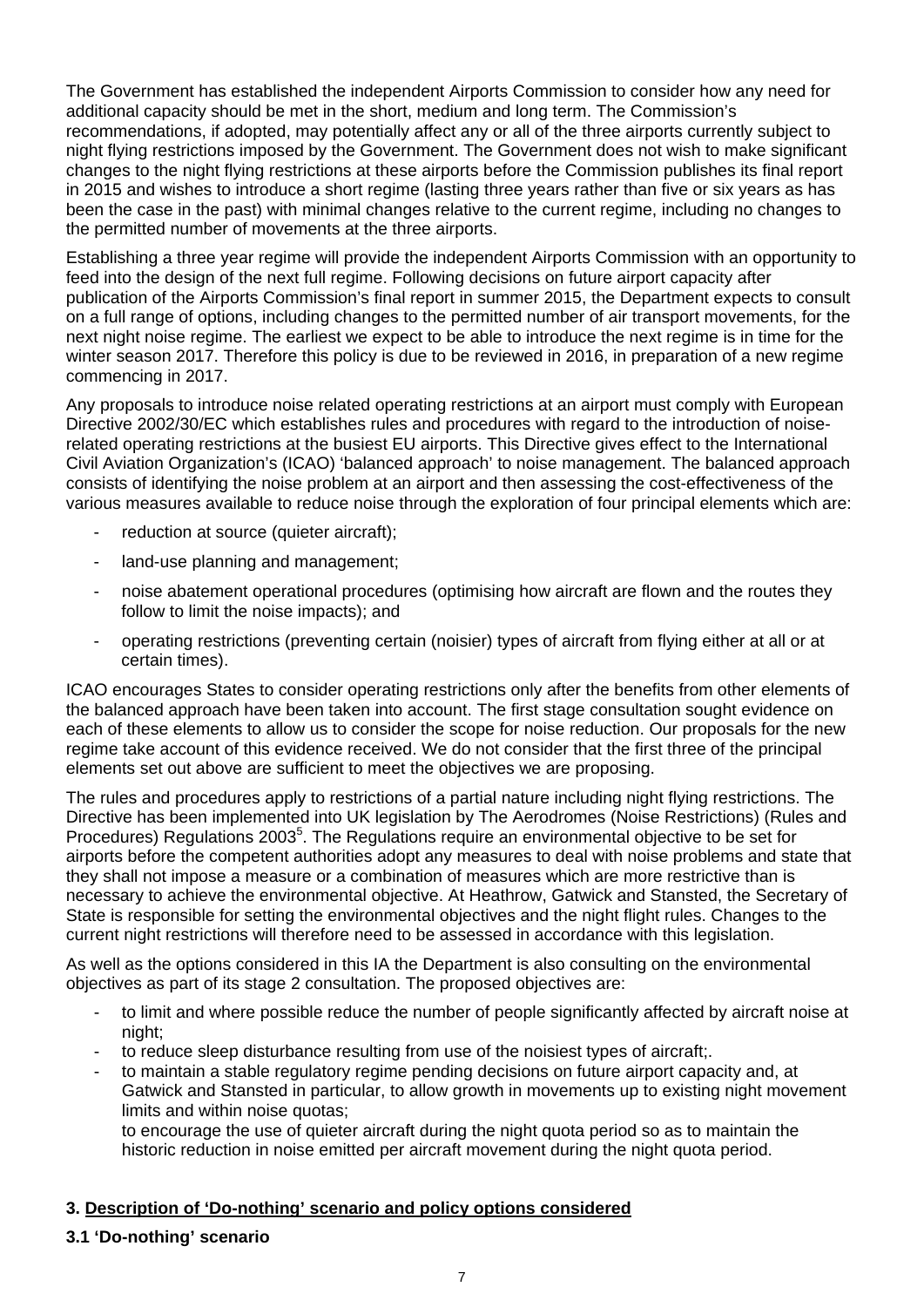The Government has established the independent Airports Commission to consider how any need for additional capacity should be met in the short, medium and long term. The Commission's recommendations, if adopted, may potentially affect any or all of the three airports currently subject to night flying restrictions imposed by the Government. The Government does not wish to make significant changes to the night flying restrictions at these airports before the Commission publishes its final report in 2015 and wishes to introduce a short regime (lasting three years rather than five or six years as has been the case in the past) with minimal changes relative to the current regime, including no changes to the permitted number of movements at the three airports.

Establishing a three year regime will provide the independent Airports Commission with an opportunity to feed into the design of the next full regime. Following decisions on future airport capacity after publication of the Airports Commission's final report in summer 2015, the Department expects to consult on a full range of options, including changes to the permitted number of air transport movements, for the next night noise regime. The earliest we expect to be able to introduce the next regime is in time for the winter season 2017. Therefore this policy is due to be reviewed in 2016, in preparation of a new regime commencing in 2017.

Any proposals to introduce noise related operating restrictions at an airport must comply with European Directive 2002/30/EC which establishes rules and procedures with regard to the introduction of noise-related operating restrictions at the busiest EU airports. This Directive gives effect to the International Civil Aviation Organization's (ICAO) 'balanced approach' to noise management. The balanced approach consists of identifying the noise problem at an airport and then assessing the cost-effectiveness of the various measures available to reduce noise through the exploration of four principal elements which are:

- reduction at source (quieter aircraft);
- land-use planning and management;
- noise abatement operational procedures (optimising how aircraft are flown and the routes they follow to limit the noise impacts); and
- operating restrictions (preventing certain (noisier) types of aircraft from flying either at all or at certain times).

ICAO encourages States to consider operating restrictions only after the benefits from other elements of the balanced approach have been taken into account. The first stage consultation sought evidence on each of these elements to allow us to consider the scope for noise reduction. Our proposals for the new regime take account of this evidence received. We do not consider that the first three of the principal elements set out above are sufficient to meet the objectives we are proposing.

The rules and procedures apply to restrictions of a partial nature including night flying restrictions. The Directive has been implemented into UK legislation by The Aerodromes (Noise Restrictions) (Rules and Procedures) Regulations 2003[5]. The Regulations require an environmental objective to be set for airports before the competent authorities adopt any measures to deal with noise problems and state that they shall not impose a measure or a combination of measures which are more restrictive than is necessary to achieve the environmental objective. At Heathrow, Gatwick and Stansted, the Secretary of State is responsible for setting the environmental objectives and the night flight rules. Changes to the current night restrictions will therefore need to be assessed in accordance with this legislation.

As well as the options considered in this IA the Department is also consulting on the environmental objectives as part of its stage 2 consultation. The proposed objectives are:

- to limit and where possible reduce the number of people significantly affected by aircraft noise at night;
- to reduce sleep disturbance resulting from use of the noisiest types of aircraft;.
- to maintain a stable regulatory regime pending decisions on future airport capacity and, at Gatwick and Stansted in particular, to allow growth in movements up to existing night movement limits and within noise quotas;

  to encourage the use of quieter aircraft during the night quota period so as to maintain the historic reduction in noise emitted per aircraft movement during the night quota period.

### 3. Description of 'Do-nothing' scenario and policy options considered

#### 3.1 'Do-nothing' scenario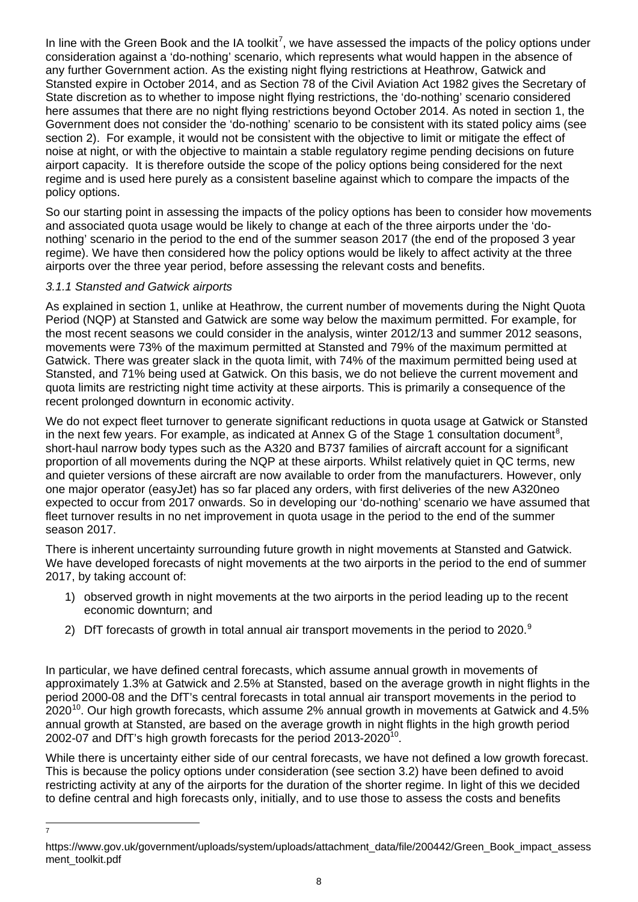In line with the Green Book and the IA toolkit[7], we have assessed the impacts of the policy options under consideration against a 'do-nothing' scenario, which represents what would happen in the absence of any further Government action. As the existing night flying restrictions at Heathrow, Gatwick and Stansted expire in October 2014, and as Section 78 of the Civil Aviation Act 1982 gives the Secretary of State discretion as to whether to impose night flying restrictions, the 'do-nothing' scenario considered here assumes that there are no night flying restrictions beyond October 2014. As noted in section 1, the Government does not consider the 'do-nothing' scenario to be consistent with its stated policy aims (see section 2). For example, it would not be consistent with the objective to limit or mitigate the effect of noise at night, or with the objective to maintain a stable regulatory regime pending decisions on future airport capacity. It is therefore outside the scope of the policy options being considered for the next regime and is used here purely as a consistent baseline against which to compare the impacts of the policy options.

So our starting point in assessing the impacts of the policy options has been to consider how movements and associated quota usage would be likely to change at each of the three airports under the 'do-nothing' scenario in the period to the end of the summer season 2017 (the end of the proposed 3 year regime). We have then considered how the policy options would be likely to affect activity at the three airports over the three year period, before assessing the relevant costs and benefits.

### *3.1.1 Stansted and Gatwick airports*

As explained in section 1, unlike at Heathrow, the current number of movements during the Night Quota Period (NQP) at Stansted and Gatwick are some way below the maximum permitted. For example, for the most recent seasons we could consider in the analysis, winter 2012/13 and summer 2012 seasons, movements were 73% of the maximum permitted at Stansted and 79% of the maximum permitted at Gatwick. There was greater slack in the quota limit, with 74% of the maximum permitted being used at Stansted, and 71% being used at Gatwick. On this basis, we do not believe the current movement and quota limits are restricting night time activity at these airports. This is primarily a consequence of the recent prolonged downturn in economic activity.

We do not expect fleet turnover to generate significant reductions in quota usage at Gatwick or Stansted in the next few years. For example, as indicated at Annex G of the Stage 1 consultation document[8], short-haul narrow body types such as the A320 and B737 families of aircraft account for a significant proportion of all movements during the NQP at these airports. Whilst relatively quiet in QC terms, new and quieter versions of these aircraft are now available to order from the manufacturers. However, only one major operator (easyJet) has so far placed any orders, with first deliveries of the new A320neo expected to occur from 2017 onwards. So in developing our 'do-nothing' scenario we have assumed that fleet turnover results in no net improvement in quota usage in the period to the end of the summer season 2017.

There is inherent uncertainty surrounding future growth in night movements at Stansted and Gatwick. We have developed forecasts of night movements at the two airports in the period to the end of summer 2017, by taking account of:

1) observed growth in night movements at the two airports in the period leading up to the recent economic downturn; and
2) DfT forecasts of growth in total annual air transport movements in the period to 2020.[9]

In particular, we have defined central forecasts, which assume annual growth in movements of approximately 1.3% at Gatwick and 2.5% at Stansted, based on the average growth in night flights in the period 2000-08 and the DfT's central forecasts in total annual air transport movements in the period to 2020[10]. Our high growth forecasts, which assume 2% annual growth in movements at Gatwick and 4.5% annual growth at Stansted, are based on the average growth in night flights in the high growth period 2002-07 and DfT's high growth forecasts for the period 2013-2020[10].

While there is uncertainty either side of our central forecasts, we have not defined a low growth forecast. This is because the policy options under consideration (see section 3.2) have been defined to avoid restricting activity at any of the airports for the duration of the shorter regime. In light of this we decided to define central and high forecasts only, initially, and to use those to assess the costs and benefits

---

[7] https://www.gov.uk/government/uploads/system/uploads/attachment_data/file/200442/Green_Book_impact_assessment_toolkit.pdf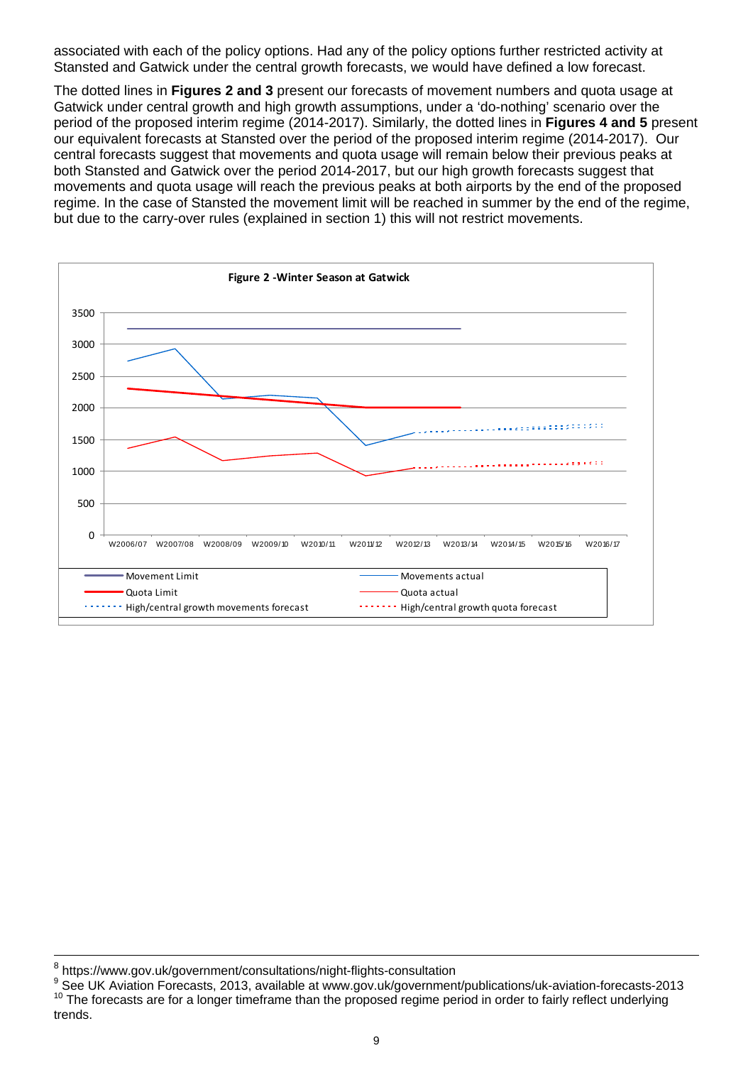associated with each of the policy options. Had any of the policy options further restricted activity at Stansted and Gatwick under the central growth forecasts, we would have defined a low forecast.

The dotted lines in **Figures 2 and 3** present our forecasts of movement numbers and quota usage at Gatwick under central growth and high growth assumptions, under a 'do-nothing' scenario over the period of the proposed interim regime (2014-2017). Similarly, the dotted lines in **Figures 4 and 5** present our equivalent forecasts at Stansted over the period of the proposed interim regime (2014-2017). Our central forecasts suggest that movements and quota usage will remain below their previous peaks at both Stansted and Gatwick over the period 2014-2017, but our high growth forecasts suggest that movements and quota usage will reach the previous peaks at both airports by the end of the proposed regime. In the case of Stansted the movement limit will be reached in summer by the end of the regime, but due to the carry-over rules (explained in section 1) this will not restrict movements.

**Figure 2 -Winter Season at Gatwick**

Legend: Movement Limit; Movements actual; Quota Limit; Quota actual; High/central growth movements forecast; High/central growth quota forecast

---

[8] https://www.gov.uk/government/consultations/night-flights-consultation

[9] See UK Aviation Forecasts, 2013, available at www.gov.uk/government/publications/uk-aviation-forecasts-2013

[10] The forecasts are for a longer timeframe than the proposed regime period in order to fairly reflect underlying trends.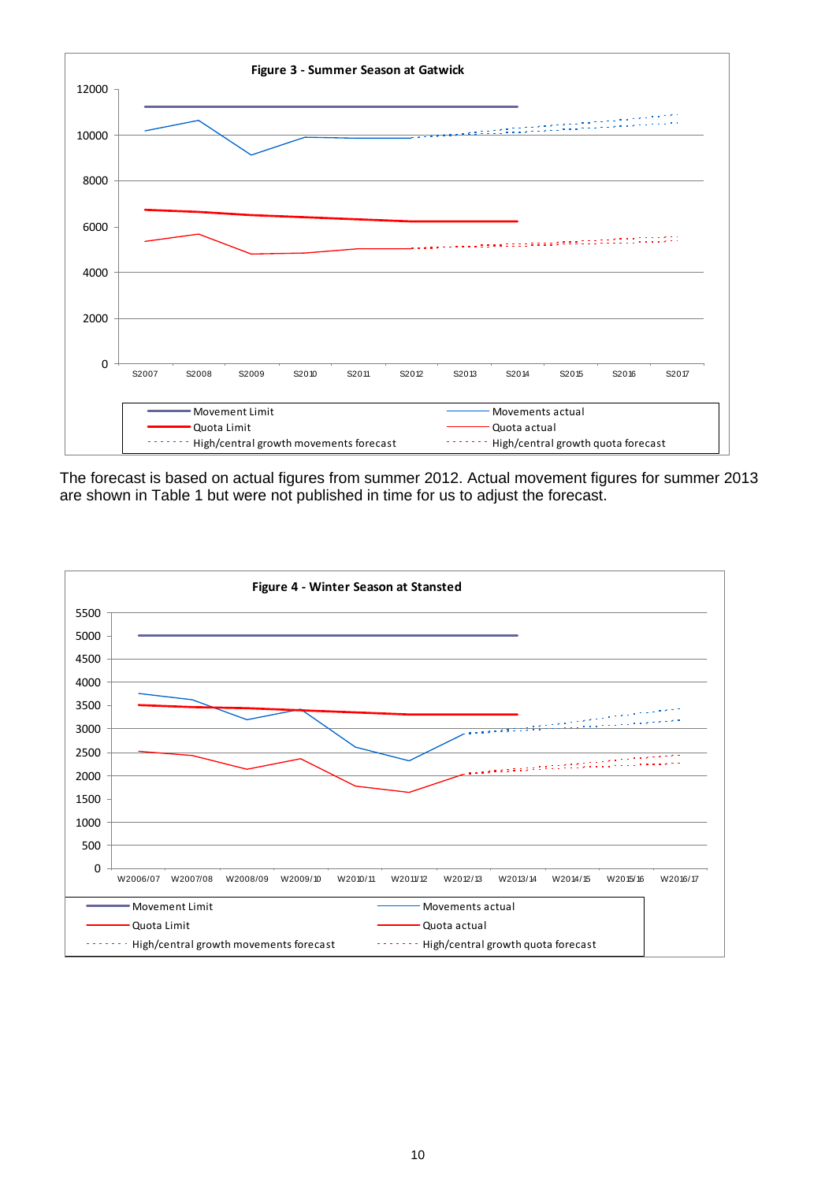**Figure 3 - Summer Season at Gatwick**

Movement Limit — Movements actual — Quota Limit — Quota actual — High/central growth movements forecast — High/central growth quota forecast

The forecast is based on actual figures from summer 2012. Actual movement figures for summer 2013 are shown in Table 1 but were not published in time for us to adjust the forecast.

**Figure 4 - Winter Season at Stansted**

Movement Limit — Movements actual — Quota Limit — Quota actual — High/central growth movements forecast — High/central growth quota forecast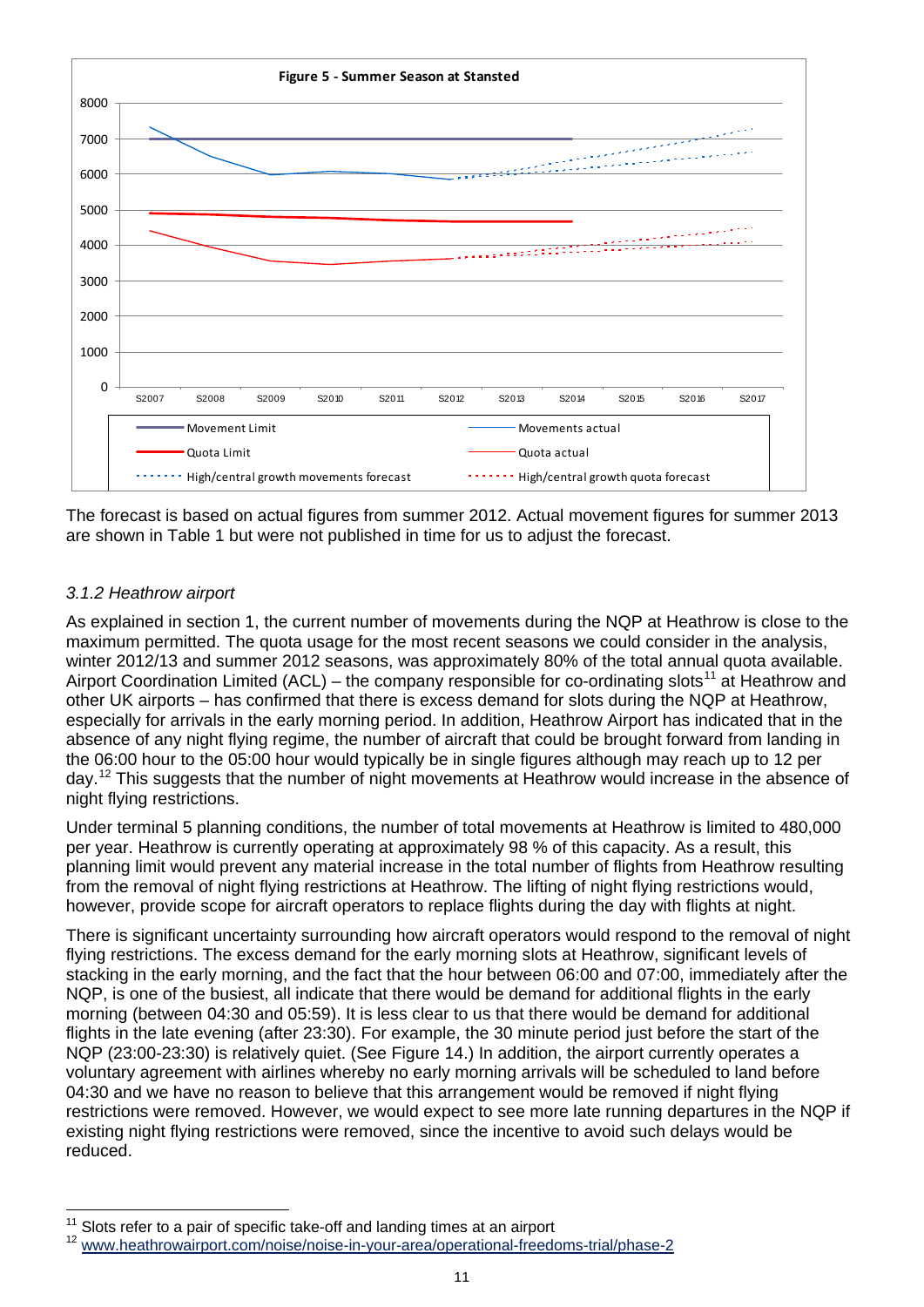**Figure 5 - Summer Season at Stansted**

The forecast is based on actual figures from summer 2012. Actual movement figures for summer 2013 are shown in Table 1 but were not published in time for us to adjust the forecast.

### *3.1.2 Heathrow airport*

As explained in section 1, the current number of movements during the NQP at Heathrow is close to the maximum permitted. The quota usage for the most recent seasons we could consider in the analysis, winter 2012/13 and summer 2012 seasons, was approximately 80% of the total annual quota available. Airport Coordination Limited (ACL) – the company responsible for co-ordinating slots[11] at Heathrow and other UK airports – has confirmed that there is excess demand for slots during the NQP at Heathrow, especially for arrivals in the early morning period. In addition, Heathrow Airport has indicated that in the absence of any night flying regime, the number of aircraft that could be brought forward from landing in the 06:00 hour to the 05:00 hour would typically be in single figures although may reach up to 12 per day.[12] This suggests that the number of night movements at Heathrow would increase in the absence of night flying restrictions.

Under terminal 5 planning conditions, the number of total movements at Heathrow is limited to 480,000 per year. Heathrow is currently operating at approximately 98 % of this capacity. As a result, this planning limit would prevent any material increase in the total number of flights from Heathrow resulting from the removal of night flying restrictions at Heathrow. The lifting of night flying restrictions would, however, provide scope for aircraft operators to replace flights during the day with flights at night.

There is significant uncertainty surrounding how aircraft operators would respond to the removal of night flying restrictions. The excess demand for the early morning slots at Heathrow, significant levels of stacking in the early morning, and the fact that the hour between 06:00 and 07:00, immediately after the NQP, is one of the busiest, all indicate that there would be demand for additional flights in the early morning (between 04:30 and 05:59). It is less clear to us that there would be demand for additional flights in the late evening (after 23:30). For example, the 30 minute period just before the start of the NQP (23:00-23:30) is relatively quiet. (See Figure 14.) In addition, the airport currently operates a voluntary agreement with airlines whereby no early morning arrivals will be scheduled to land before 04:30 and we have no reason to believe that this arrangement would be removed if night flying restrictions were removed. However, we would expect to see more late running departures in the NQP if existing night flying restrictions were removed, since the incentive to avoid such delays would be reduced.

---

[11] Slots refer to a pair of specific take-off and landing times at an airport

[12] www.heathrowairport.com/noise/noise-in-your-area/operational-freedoms-trial/phase-2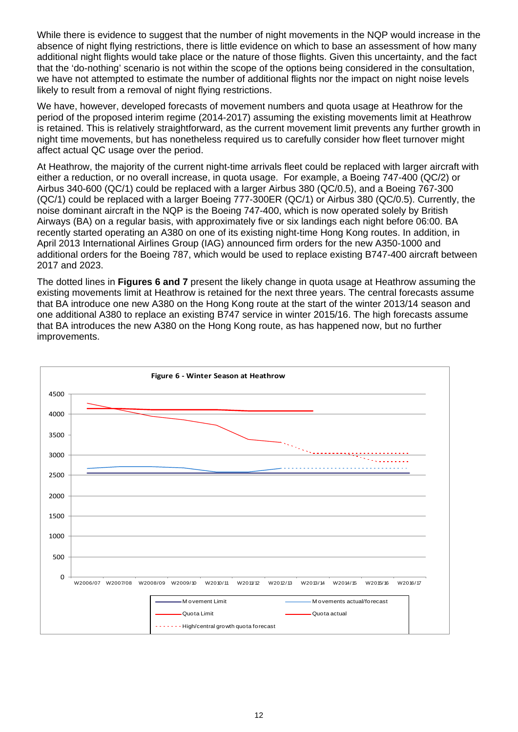While there is evidence to suggest that the number of night movements in the NQP would increase in the absence of night flying restrictions, there is little evidence on which to base an assessment of how many additional night flights would take place or the nature of those flights. Given this uncertainty, and the fact that the 'do-nothing' scenario is not within the scope of the options being considered in the consultation, we have not attempted to estimate the number of additional flights nor the impact on night noise levels likely to result from a removal of night flying restrictions.

We have, however, developed forecasts of movement numbers and quota usage at Heathrow for the period of the proposed interim regime (2014-2017) assuming the existing movements limit at Heathrow is retained. This is relatively straightforward, as the current movement limit prevents any further growth in night time movements, but has nonetheless required us to carefully consider how fleet turnover might affect actual QC usage over the period.

At Heathrow, the majority of the current night-time arrivals fleet could be replaced with larger aircraft with either a reduction, or no overall increase, in quota usage. For example, a Boeing 747-400 (QC/2) or Airbus 340-600 (QC/1) could be replaced with a larger Airbus 380 (QC/0.5), and a Boeing 767-300 (QC/1) could be replaced with a larger Boeing 777-300ER (QC/1) or Airbus 380 (QC/0.5). Currently, the noise dominant aircraft in the NQP is the Boeing 747-400, which is now operated solely by British Airways (BA) on a regular basis, with approximately five or six landings each night before 06:00. BA recently started operating an A380 on one of its existing night-time Hong Kong routes. In addition, in April 2013 International Airlines Group (IAG) announced firm orders for the new A350-1000 and additional orders for the Boeing 787, which would be used to replace existing B747-400 aircraft between 2017 and 2023.

The dotted lines in **Figures 6 and 7** present the likely change in quota usage at Heathrow assuming the existing movements limit at Heathrow is retained for the next three years. The central forecasts assume that BA introduce one new A380 on the Hong Kong route at the start of the winter 2013/14 season and one additional A380 to replace an existing B747 service in winter 2015/16. The high forecasts assume that BA introduces the new A380 on the Hong Kong route, as has happened now, but no further improvements.

**Figure 6 - Winter Season at Heathrow**

Legend: Movement Limit; Movements actual/forecast; Quota Limit; Quota actual; High/central growth quota forecast

Seasons: W2006/07, W2007/08, W2008/09, W2009/10, W2010/11, W2011/12, W2012/13, W2013/14, W2014/15, W2015/16, W2016/17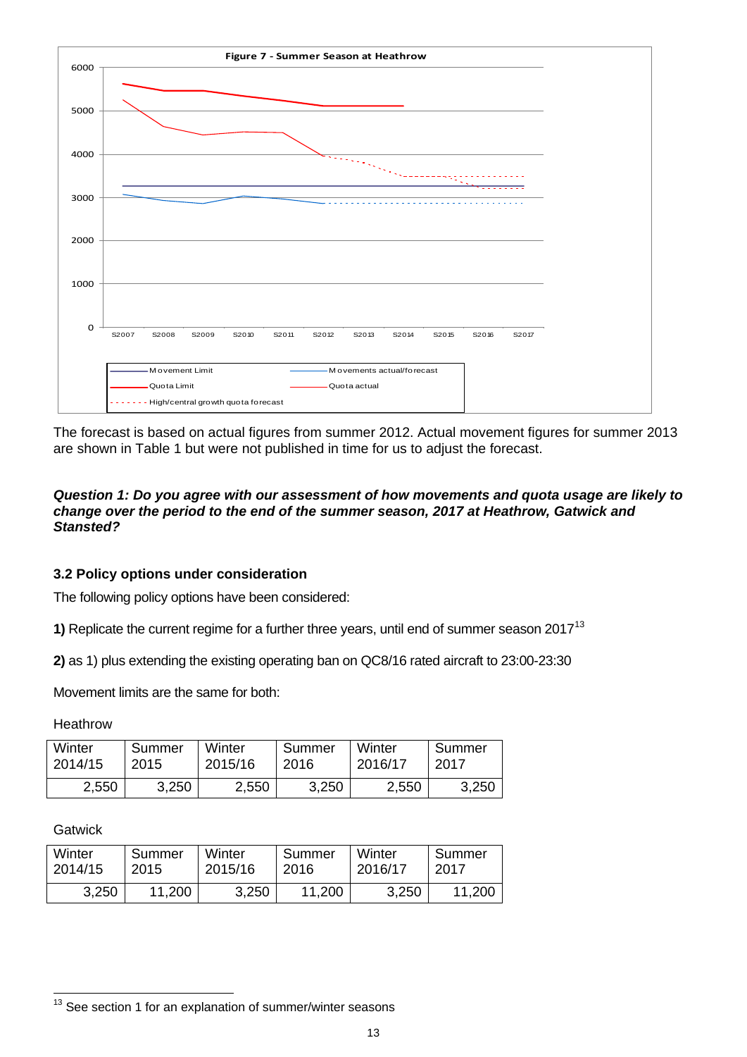Figure 7 - Summer Season at Heathrow

The forecast is based on actual figures from summer 2012. Actual movement figures for summer 2013 are shown in Table 1 but were not published in time for us to adjust the forecast.

***Question 1: Do you agree with our assessment of how movements and quota usage are likely to change over the period to the end of the summer season, 2017 at Heathrow, Gatwick and Stansted?***

### 3.2 Policy options under consideration

The following policy options have been considered:

**1)** Replicate the current regime for a further three years, until end of summer season 2017[13]

**2)** as 1) plus extending the existing operating ban on QC8/16 rated aircraft to 23:00-23:30

Movement limits are the same for both:

Heathrow

| Winter 2014/15 | Summer 2015 | Winter 2015/16 | Summer 2016 | Winter 2016/17 | Summer 2017 |
|---|---|---|---|---|---|
| 2,550 | 3,250 | 2,550 | 3,250 | 2,550 | 3,250 |

Gatwick

| Winter 2014/15 | Summer 2015 | Winter 2015/16 | Summer 2016 | Winter 2016/17 | Summer 2017 |
|---|---|---|---|---|---|
| 3,250 | 11,200 | 3,250 | 11,200 | 3,250 | 11,200 |

[13] See section 1 for an explanation of summer/winter seasons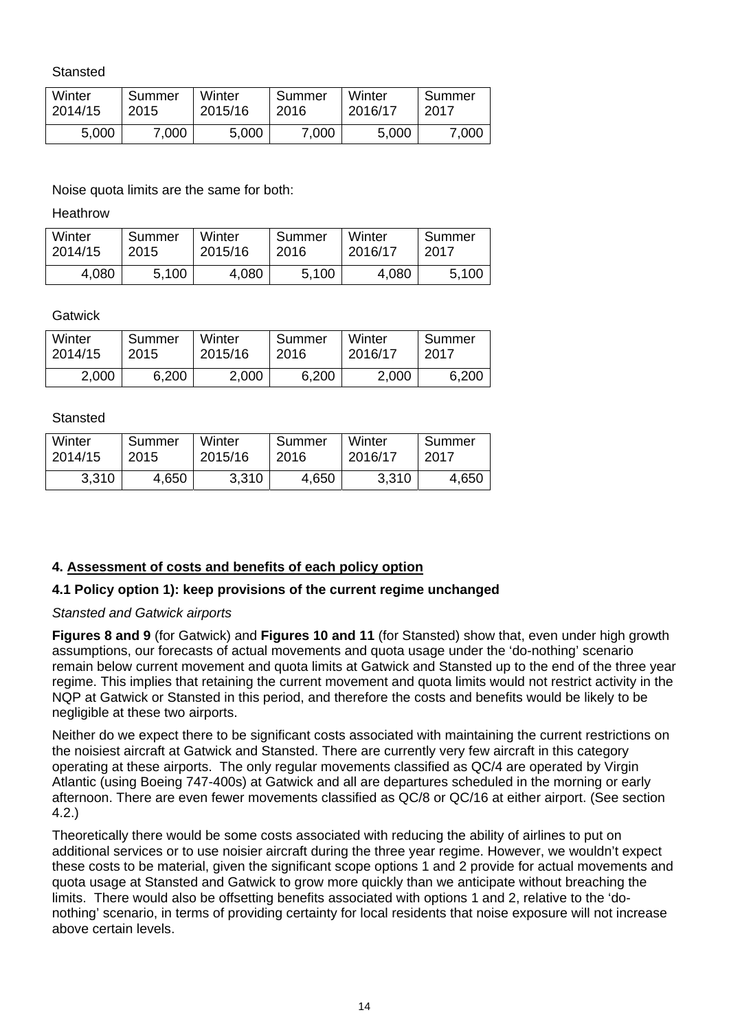Stansted

| Winter 2014/15 | Summer 2015 | Winter 2015/16 | Summer 2016 | Winter 2016/17 | Summer 2017 |
|---|---|---|---|---|---|
| 5,000 | 7,000 | 5,000 | 7,000 | 5,000 | 7,000 |

Noise quota limits are the same for both:

Heathrow

| Winter 2014/15 | Summer 2015 | Winter 2015/16 | Summer 2016 | Winter 2016/17 | Summer 2017 |
|---|---|---|---|---|---|
| 4,080 | 5,100 | 4,080 | 5,100 | 4,080 | 5,100 |

Gatwick

| Winter 2014/15 | Summer 2015 | Winter 2015/16 | Summer 2016 | Winter 2016/17 | Summer 2017 |
|---|---|---|---|---|---|
| 2,000 | 6,200 | 2,000 | 6,200 | 2,000 | 6,200 |

Stansted

| Winter 2014/15 | Summer 2015 | Winter 2015/16 | Summer 2016 | Winter 2016/17 | Summer 2017 |
|---|---|---|---|---|---|
| 3,310 | 4,650 | 3,310 | 4,650 | 3,310 | 4,650 |

## 4. Assessment of costs and benefits of each policy option

### 4.1 Policy option 1): keep provisions of the current regime unchanged

*Stansted and Gatwick airports*

**Figures 8 and 9** (for Gatwick) and **Figures 10 and 11** (for Stansted) show that, even under high growth assumptions, our forecasts of actual movements and quota usage under the 'do-nothing' scenario remain below current movement and quota limits at Gatwick and Stansted up to the end of the three year regime. This implies that retaining the current movement and quota limits would not restrict activity in the NQP at Gatwick or Stansted in this period, and therefore the costs and benefits would be likely to be negligible at these two airports.

Neither do we expect there to be significant costs associated with maintaining the current restrictions on the noisiest aircraft at Gatwick and Stansted. There are currently very few aircraft in this category operating at these airports. The only regular movements classified as QC/4 are operated by Virgin Atlantic (using Boeing 747-400s) at Gatwick and all are departures scheduled in the morning or early afternoon. There are even fewer movements classified as QC/8 or QC/16 at either airport. (See section 4.2.)

Theoretically there would be some costs associated with reducing the ability of airlines to put on additional services or to use noisier aircraft during the three year regime. However, we wouldn't expect these costs to be material, given the significant scope options 1 and 2 provide for actual movements and quota usage at Stansted and Gatwick to grow more quickly than we anticipate without breaching the limits. There would also be offsetting benefits associated with options 1 and 2, relative to the 'do-nothing' scenario, in terms of providing certainty for local residents that noise exposure will not increase above certain levels.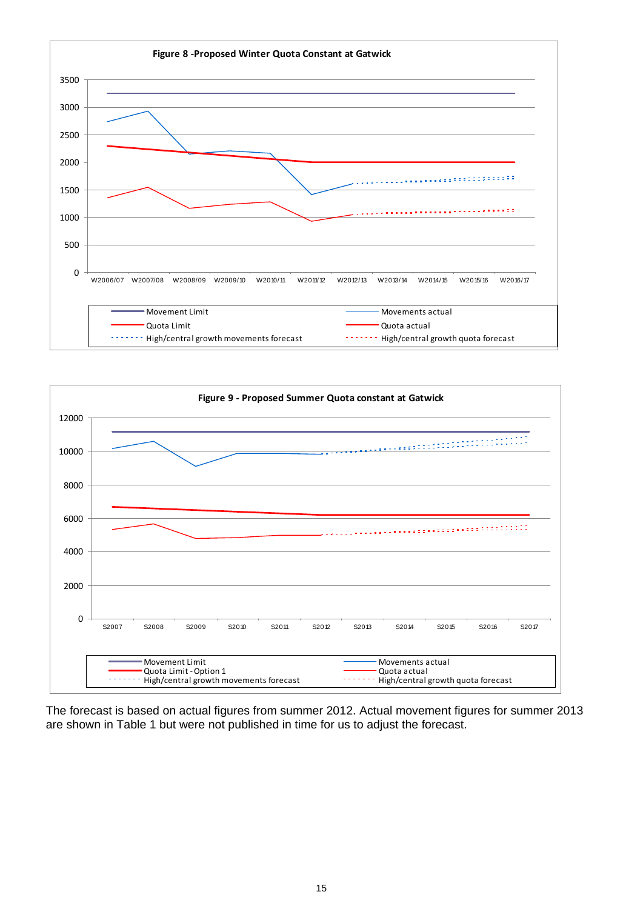**Figure 8 -Proposed Winter Quota Constant at Gatwick**

**Figure 9 - Proposed Summer Quota constant at Gatwick**

The forecast is based on actual figures from summer 2012. Actual movement figures for summer 2013 are shown in Table 1 but were not published in time for us to adjust the forecast.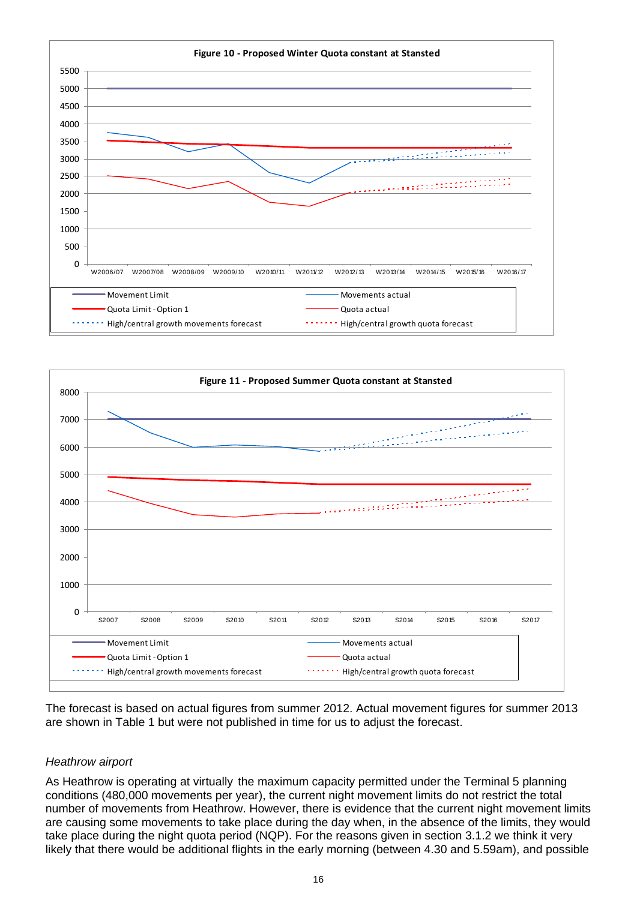**Figure 10 - Proposed Winter Quota constant at Stansted**

**Figure 11 - Proposed Summer Quota constant at Stansted**

The forecast is based on actual figures from summer 2012. Actual movement figures for summer 2013 are shown in Table 1 but were not published in time for us to adjust the forecast.

*Heathrow airport*

As Heathrow is operating at virtually the maximum capacity permitted under the Terminal 5 planning conditions (480,000 movements per year), the current night movement limits do not restrict the total number of movements from Heathrow. However, there is evidence that the current night movement limits are causing some movements to take place during the day when, in the absence of the limits, they would take place during the night quota period (NQP). For the reasons given in section 3.1.2 we think it very likely that there would be additional flights in the early morning (between 4.30 and 5.59am), and possible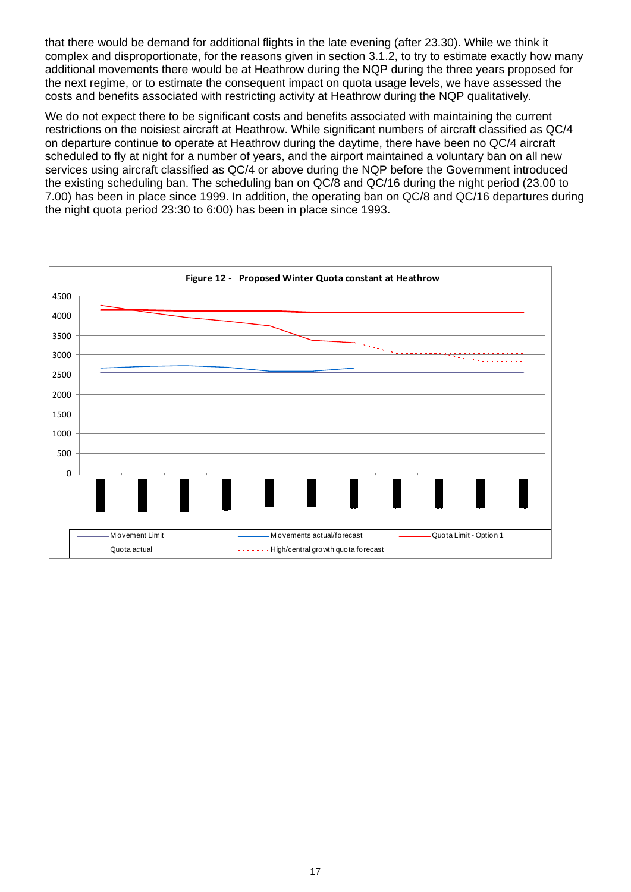that there would be demand for additional flights in the late evening (after 23.30). While we think it complex and disproportionate, for the reasons given in section 3.1.2, to try to estimate exactly how many additional movements there would be at Heathrow during the NQP during the three years proposed for the next regime, or to estimate the consequent impact on quota usage levels, we have assessed the costs and benefits associated with restricting activity at Heathrow during the NQP qualitatively.

We do not expect there to be significant costs and benefits associated with maintaining the current restrictions on the noisiest aircraft at Heathrow. While significant numbers of aircraft classified as QC/4 on departure continue to operate at Heathrow during the daytime, there have been no QC/4 aircraft scheduled to fly at night for a number of years, and the airport maintained a voluntary ban on all new services using aircraft classified as QC/4 or above during the NQP before the Government introduced the existing scheduling ban. The scheduling ban on QC/8 and QC/16 during the night period (23.00 to 7.00) has been in place since 1999. In addition, the operating ban on QC/8 and QC/16 departures during the night quota period 23:30 to 6:00) has been in place since 1993.

**Figure 12 - Proposed Winter Quota constant at Heathrow**

Legend: Movement Limit; Movements actual/forecast; Quota Limit - Option 1; Quota actual; High/central growth quota forecast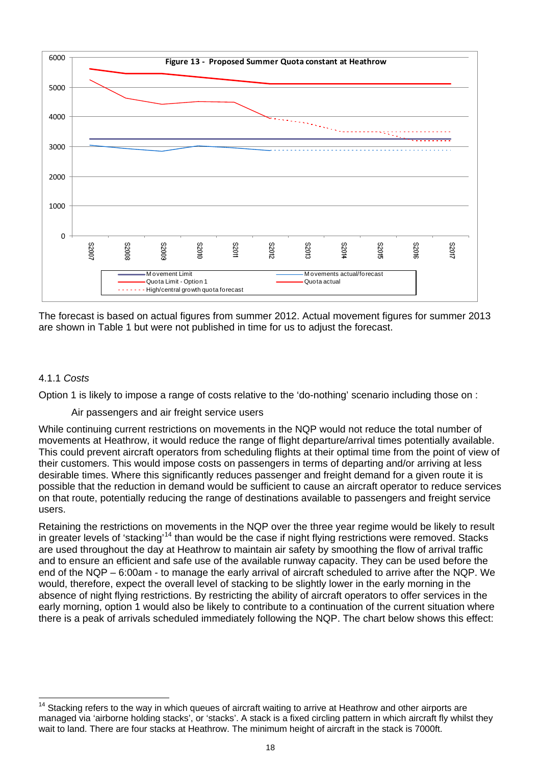**Figure 13 - Proposed Summer Quota constant at Heathrow**

The forecast is based on actual figures from summer 2012. Actual movement figures for summer 2013 are shown in Table 1 but were not published in time for us to adjust the forecast.

4.1.1 *Costs*

Option 1 is likely to impose a range of costs relative to the 'do-nothing' scenario including those on :

Air passengers and air freight service users

While continuing current restrictions on movements in the NQP would not reduce the total number of movements at Heathrow, it would reduce the range of flight departure/arrival times potentially available. This could prevent aircraft operators from scheduling flights at their optimal time from the point of view of their customers. This would impose costs on passengers in terms of departing and/or arriving at less desirable times. Where this significantly reduces passenger and freight demand for a given route it is possible that the reduction in demand would be sufficient to cause an aircraft operator to reduce services on that route, potentially reducing the range of destinations available to passengers and freight service users.

Retaining the restrictions on movements in the NQP over the three year regime would be likely to result in greater levels of 'stacking'[14] than would be the case if night flying restrictions were removed. Stacks are used throughout the day at Heathrow to maintain air safety by smoothing the flow of arrival traffic and to ensure an efficient and safe use of the available runway capacity. They can be used before the end of the NQP – 6:00am - to manage the early arrival of aircraft scheduled to arrive after the NQP. We would, therefore, expect the overall level of stacking to be slightly lower in the early morning in the absence of night flying restrictions. By restricting the ability of aircraft operators to offer services in the early morning, option 1 would also be likely to contribute to a continuation of the current situation where there is a peak of arrivals scheduled immediately following the NQP. The chart below shows this effect:

---

[14] Stacking refers to the way in which queues of aircraft waiting to arrive at Heathrow and other airports are managed via 'airborne holding stacks', or 'stacks'. A stack is a fixed circling pattern in which aircraft fly whilst they wait to land. There are four stacks at Heathrow. The minimum height of aircraft in the stack is 7000ft.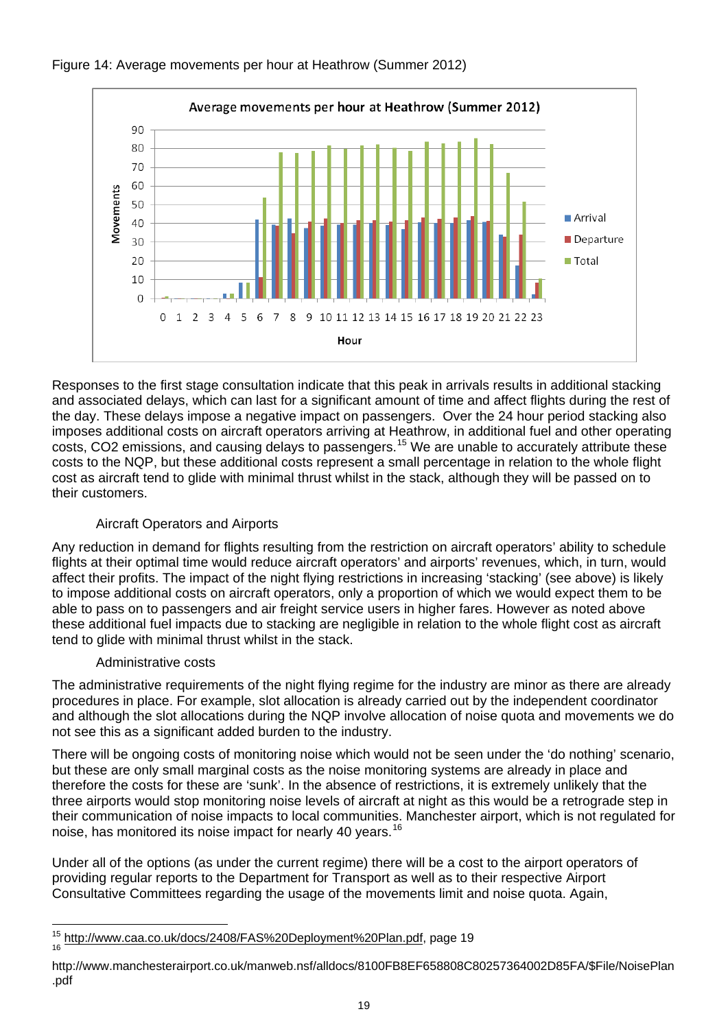Figure 14: Average movements per hour at Heathrow (Summer 2012)

Responses to the first stage consultation indicate that this peak in arrivals results in additional stacking and associated delays, which can last for a significant amount of time and affect flights during the rest of the day. These delays impose a negative impact on passengers. Over the 24 hour period stacking also imposes additional costs on aircraft operators arriving at Heathrow, in additional fuel and other operating costs, $CO_2$ emissions, and causing delays to passengers.[15] We are unable to accurately attribute these costs to the NQP, but these additional costs represent a small percentage in relation to the whole flight cost as aircraft tend to glide with minimal thrust whilst in the stack, although they will be passed on to their customers.

### Aircraft Operators and Airports

Any reduction in demand for flights resulting from the restriction on aircraft operators' ability to schedule flights at their optimal time would reduce aircraft operators' and airports' revenues, which, in turn, would affect their profits. The impact of the night flying restrictions in increasing 'stacking' (see above) is likely to impose additional costs on aircraft operators, only a proportion of which we would expect them to be able to pass on to passengers and air freight service users in higher fares. However as noted above these additional fuel impacts due to stacking are negligible in relation to the whole flight cost as aircraft tend to glide with minimal thrust whilst in the stack.

### Administrative costs

The administrative requirements of the night flying regime for the industry are minor as there are already procedures in place. For example, slot allocation is already carried out by the independent coordinator and although the slot allocations during the NQP involve allocation of noise quota and movements we do not see this as a significant added burden to the industry.

There will be ongoing costs of monitoring noise which would not be seen under the 'do nothing' scenario, but these are only small marginal costs as the noise monitoring systems are already in place and therefore the costs for these are 'sunk'. In the absence of restrictions, it is extremely unlikely that the three airports would stop monitoring noise levels of aircraft at night as this would be a retrograde step in their communication of noise impacts to local communities. Manchester airport, which is not regulated for noise, has monitored its noise impact for nearly 40 years.[16]

Under all of the options (as under the current regime) there will be a cost to the airport operators of providing regular reports to the Department for Transport as well as to their respective Airport Consultative Committees regarding the usage of the movements limit and noise quota. Again,

---

[15] http://www.caa.co.uk/docs/2408/FAS%20Deployment%20Plan.pdf, page 19

[16] http://www.manchesterairport.co.uk/manweb.nsf/alldocs/8100FB8EF658808C80257364002D85FA/$File/NoisePlan.pdf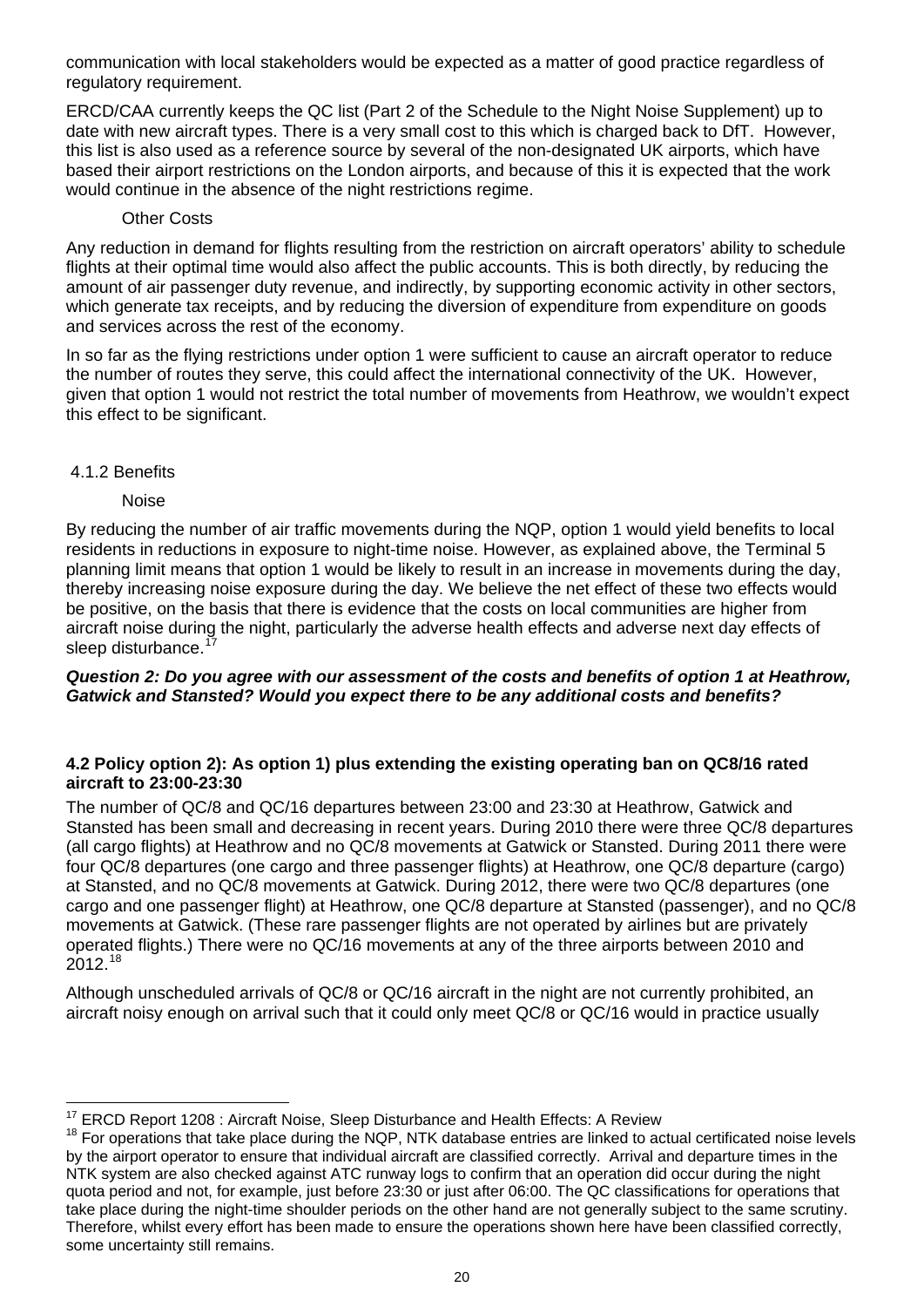communication with local stakeholders would be expected as a matter of good practice regardless of regulatory requirement.

ERCD/CAA currently keeps the QC list (Part 2 of the Schedule to the Night Noise Supplement) up to date with new aircraft types. There is a very small cost to this which is charged back to DfT. However, this list is also used as a reference source by several of the non-designated UK airports, which have based their airport restrictions on the London airports, and because of this it is expected that the work would continue in the absence of the night restrictions regime.

Other Costs

Any reduction in demand for flights resulting from the restriction on aircraft operators' ability to schedule flights at their optimal time would also affect the public accounts. This is both directly, by reducing the amount of air passenger duty revenue, and indirectly, by supporting economic activity in other sectors, which generate tax receipts, and by reducing the diversion of expenditure from expenditure on goods and services across the rest of the economy.

In so far as the flying restrictions under option 1 were sufficient to cause an aircraft operator to reduce the number of routes they serve, this could affect the international connectivity of the UK. However, given that option 1 would not restrict the total number of movements from Heathrow, we wouldn't expect this effect to be significant.

4.1.2 Benefits

Noise

By reducing the number of air traffic movements during the NQP, option 1 would yield benefits to local residents in reductions in exposure to night-time noise. However, as explained above, the Terminal 5 planning limit means that option 1 would be likely to result in an increase in movements during the day, thereby increasing noise exposure during the day. We believe the net effect of these two effects would be positive, on the basis that there is evidence that the costs on local communities are higher from aircraft noise during the night, particularly the adverse health effects and adverse next day effects of sleep disturbance.[17]

***Question 2: Do you agree with our assessment of the costs and benefits of option 1 at Heathrow, Gatwick and Stansted? Would you expect there to be any additional costs and benefits?***

**4.2 Policy option 2): As option 1) plus extending the existing operating ban on QC8/16 rated aircraft to 23:00-23:30**

The number of QC/8 and QC/16 departures between 23:00 and 23:30 at Heathrow, Gatwick and Stansted has been small and decreasing in recent years. During 2010 there were three QC/8 departures (all cargo flights) at Heathrow and no QC/8 movements at Gatwick or Stansted. During 2011 there were four QC/8 departures (one cargo and three passenger flights) at Heathrow, one QC/8 departure (cargo) at Stansted, and no QC/8 movements at Gatwick. During 2012, there were two QC/8 departures (one cargo and one passenger flight) at Heathrow, one QC/8 departure at Stansted (passenger), and no QC/8 movements at Gatwick. (These rare passenger flights are not operated by airlines but are privately operated flights.) There were no QC/16 movements at any of the three airports between 2010 and 2012.[18]

Although unscheduled arrivals of QC/8 or QC/16 aircraft in the night are not currently prohibited, an aircraft noisy enough on arrival such that it could only meet QC/8 or QC/16 would in practice usually

---

[17] ERCD Report 1208 : Aircraft Noise, Sleep Disturbance and Health Effects: A Review

[18] For operations that take place during the NQP, NTK database entries are linked to actual certificated noise levels by the airport operator to ensure that individual aircraft are classified correctly. Arrival and departure times in the NTK system are also checked against ATC runway logs to confirm that an operation did occur during the night quota period and not, for example, just before 23:30 or just after 06:00. The QC classifications for operations that take place during the night-time shoulder periods on the other hand are not generally subject to the same scrutiny. Therefore, whilst every effort has been made to ensure the operations shown here have been classified correctly, some uncertainty still remains.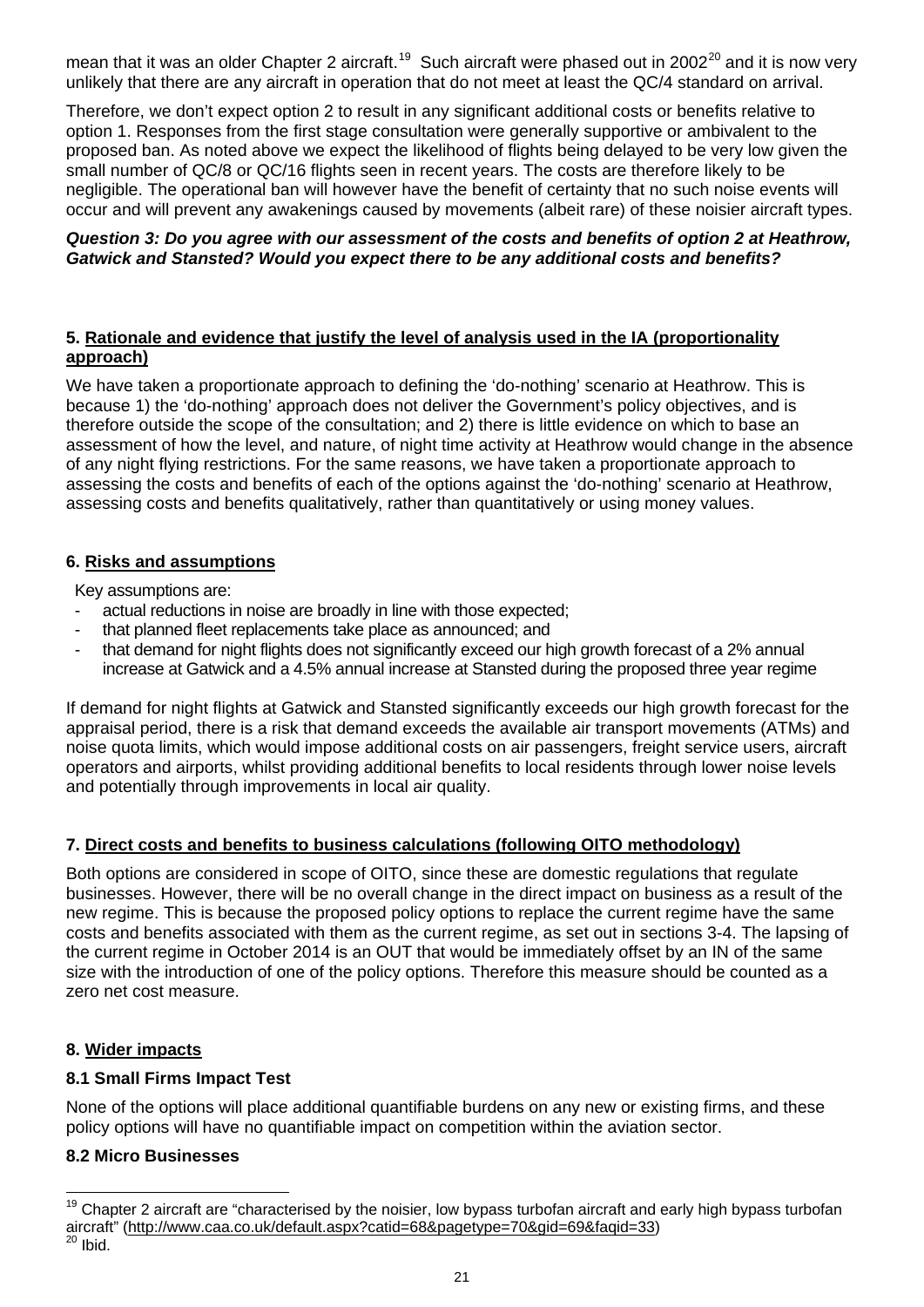mean that it was an older Chapter 2 aircraft.[19] Such aircraft were phased out in 2002[20] and it is now very unlikely that there are any aircraft in operation that do not meet at least the QC/4 standard on arrival.

Therefore, we don't expect option 2 to result in any significant additional costs or benefits relative to option 1. Responses from the first stage consultation were generally supportive or ambivalent to the proposed ban. As noted above we expect the likelihood of flights being delayed to be very low given the small number of QC/8 or QC/16 flights seen in recent years. The costs are therefore likely to be negligible. The operational ban will however have the benefit of certainty that no such noise events will occur and will prevent any awakenings caused by movements (albeit rare) of these noisier aircraft types.

***Question 3: Do you agree with our assessment of the costs and benefits of option 2 at Heathrow, Gatwick and Stansted? Would you expect there to be any additional costs and benefits?***

### 5. Rationale and evidence that justify the level of analysis used in the IA (proportionality approach)

We have taken a proportionate approach to defining the 'do-nothing' scenario at Heathrow. This is because 1) the 'do-nothing' approach does not deliver the Government's policy objectives, and is therefore outside the scope of the consultation; and 2) there is little evidence on which to base an assessment of how the level, and nature, of night time activity at Heathrow would change in the absence of any night flying restrictions. For the same reasons, we have taken a proportionate approach to assessing the costs and benefits of each of the options against the 'do-nothing' scenario at Heathrow, assessing costs and benefits qualitatively, rather than quantitatively or using money values.

### 6. Risks and assumptions

Key assumptions are:

- actual reductions in noise are broadly in line with those expected;
- that planned fleet replacements take place as announced; and
- that demand for night flights does not significantly exceed our high growth forecast of a 2% annual increase at Gatwick and a 4.5% annual increase at Stansted during the proposed three year regime

If demand for night flights at Gatwick and Stansted significantly exceeds our high growth forecast for the appraisal period, there is a risk that demand exceeds the available air transport movements (ATMs) and noise quota limits, which would impose additional costs on air passengers, freight service users, aircraft operators and airports, whilst providing additional benefits to local residents through lower noise levels and potentially through improvements in local air quality.

### 7. Direct costs and benefits to business calculations (following OITO methodology)

Both options are considered in scope of OITO, since these are domestic regulations that regulate businesses. However, there will be no overall change in the direct impact on business as a result of the new regime. This is because the proposed policy options to replace the current regime have the same costs and benefits associated with them as the current regime, as set out in sections 3-4. The lapsing of the current regime in October 2014 is an OUT that would be immediately offset by an IN of the same size with the introduction of one of the policy options. Therefore this measure should be counted as a zero net cost measure.

### 8. Wider impacts

#### 8.1 Small Firms Impact Test

None of the options will place additional quantifiable burdens on any new or existing firms, and these policy options will have no quantifiable impact on competition within the aviation sector.

#### 8.2 Micro Businesses

---

[19] Chapter 2 aircraft are "characterised by the noisier, low bypass turbofan aircraft and early high bypass turbofan aircraft" (http://www.caa.co.uk/default.aspx?catid=68&pagetype=70&gid=69&faqid=33)

[20] Ibid.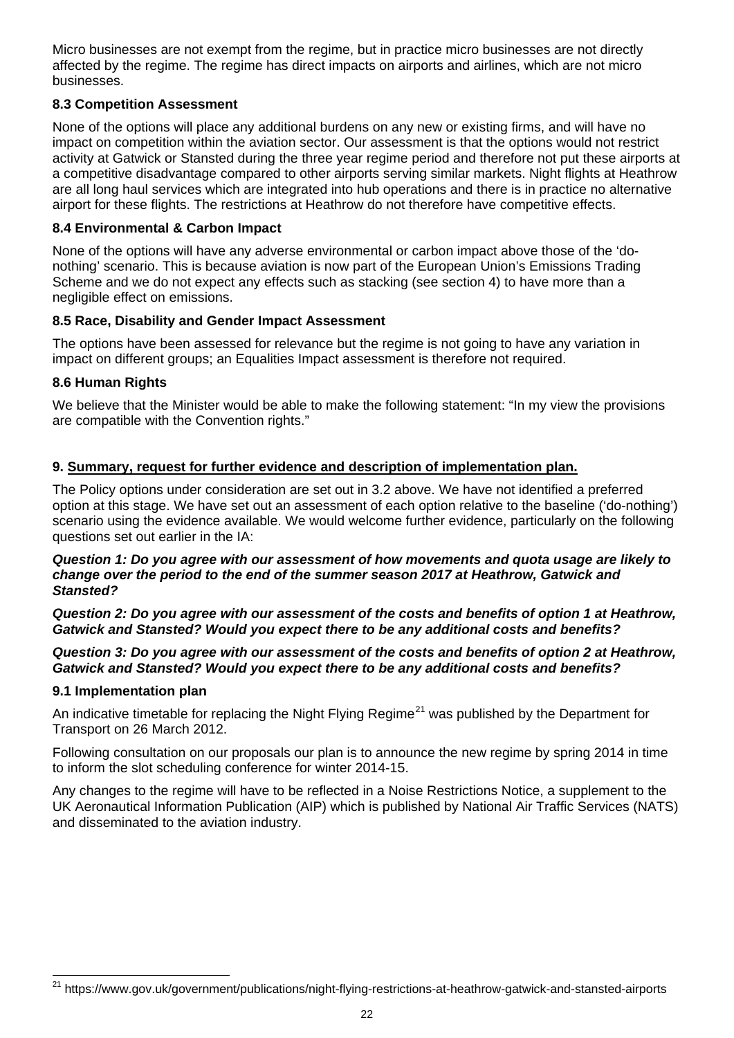Micro businesses are not exempt from the regime, but in practice micro businesses are not directly affected by the regime. The regime has direct impacts on airports and airlines, which are not micro businesses.

### 8.3 Competition Assessment

None of the options will place any additional burdens on any new or existing firms, and will have no impact on competition within the aviation sector. Our assessment is that the options would not restrict activity at Gatwick or Stansted during the three year regime period and therefore not put these airports at a competitive disadvantage compared to other airports serving similar markets. Night flights at Heathrow are all long haul services which are integrated into hub operations and there is in practice no alternative airport for these flights. The restrictions at Heathrow do not therefore have competitive effects.

### 8.4 Environmental & Carbon Impact

None of the options will have any adverse environmental or carbon impact above those of the 'do-nothing' scenario. This is because aviation is now part of the European Union's Emissions Trading Scheme and we do not expect any effects such as stacking (see section 4) to have more than a negligible effect on emissions.

### 8.5 Race, Disability and Gender Impact Assessment

The options have been assessed for relevance but the regime is not going to have any variation in impact on different groups; an Equalities Impact assessment is therefore not required.

### 8.6 Human Rights

We believe that the Minister would be able to make the following statement: "In my view the provisions are compatible with the Convention rights."

## 9. Summary, request for further evidence and description of implementation plan.

The Policy options under consideration are set out in 3.2 above. We have not identified a preferred option at this stage. We have set out an assessment of each option relative to the baseline ('do-nothing') scenario using the evidence available. We would welcome further evidence, particularly on the following questions set out earlier in the IA:

***Question 1: Do you agree with our assessment of how movements and quota usage are likely to change over the period to the end of the summer season 2017 at Heathrow, Gatwick and Stansted?***

***Question 2: Do you agree with our assessment of the costs and benefits of option 1 at Heathrow, Gatwick and Stansted? Would you expect there to be any additional costs and benefits?***

***Question 3: Do you agree with our assessment of the costs and benefits of option 2 at Heathrow, Gatwick and Stansted? Would you expect there to be any additional costs and benefits?***

### 9.1 Implementation plan

An indicative timetable for replacing the Night Flying Regime[21] was published by the Department for Transport on 26 March 2012.

Following consultation on our proposals our plan is to announce the new regime by spring 2014 in time to inform the slot scheduling conference for winter 2014-15.

Any changes to the regime will have to be reflected in a Noise Restrictions Notice, a supplement to the UK Aeronautical Information Publication (AIP) which is published by National Air Traffic Services (NATS) and disseminated to the aviation industry.

[21] https://www.gov.uk/government/publications/night-flying-restrictions-at-heathrow-gatwick-and-stansted-airports